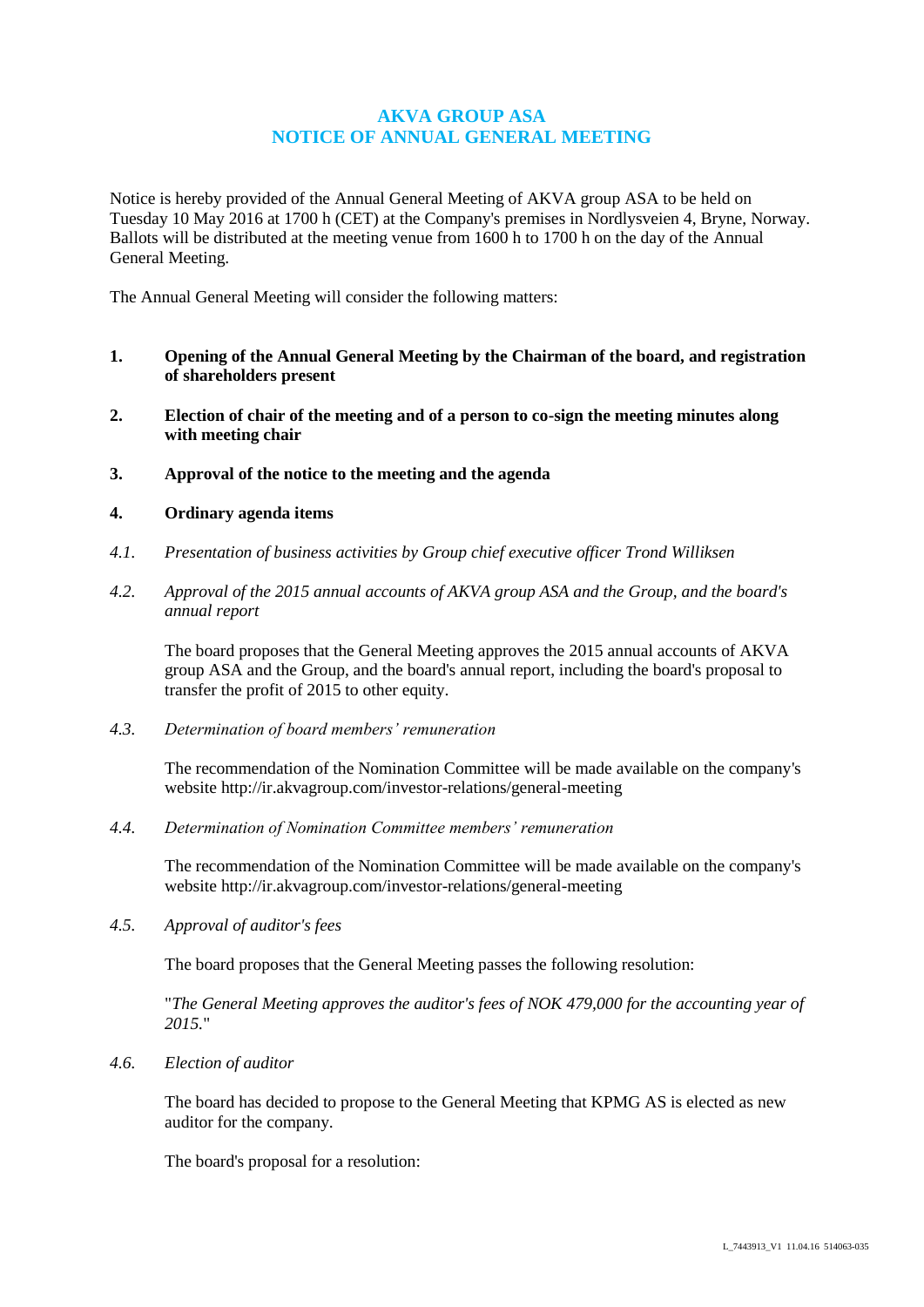# AKVA GROUP ASA
# NOTICE OF ANNUAL GENERAL MEETING

Notice is hereby provided of the Annual General Meeting of AKVA group ASA to be held on Tuesday 10 May 2016 at 1700 h (CET) at the Company's premises in Nordlysveien 4, Bryne, Norway. Ballots will be distributed at the meeting venue from 1600 h to 1700 h on the day of the Annual General Meeting.

The Annual General Meeting will consider the following matters:

**1. Opening of the Annual General Meeting by the Chairman of the board, and registration of shareholders present**

**2. Election of chair of the meeting and of a person to co-sign the meeting minutes along with meeting chair**

**3. Approval of the notice to the meeting and the agenda**

**4. Ordinary agenda items**

*4.1. Presentation of business activities by Group chief executive officer Trond Williksen*

*4.2. Approval of the 2015 annual accounts of AKVA group ASA and the Group, and the board's annual report*

The board proposes that the General Meeting approves the 2015 annual accounts of AKVA group ASA and the Group, and the board's annual report, including the board's proposal to transfer the profit of 2015 to other equity.

*4.3. Determination of board members' remuneration*

The recommendation of the Nomination Committee will be made available on the company's website http://ir.akvagroup.com/investor-relations/general-meeting

*4.4. Determination of Nomination Committee members' remuneration*

The recommendation of the Nomination Committee will be made available on the company's website http://ir.akvagroup.com/investor-relations/general-meeting

*4.5. Approval of auditor's fees*

The board proposes that the General Meeting passes the following resolution:

"*The General Meeting approves the auditor's fees of NOK 479,000 for the accounting year of 2015.*"

*4.6. Election of auditor*

The board has decided to propose to the General Meeting that KPMG AS is elected as new auditor for the company.

The board's proposal for a resolution: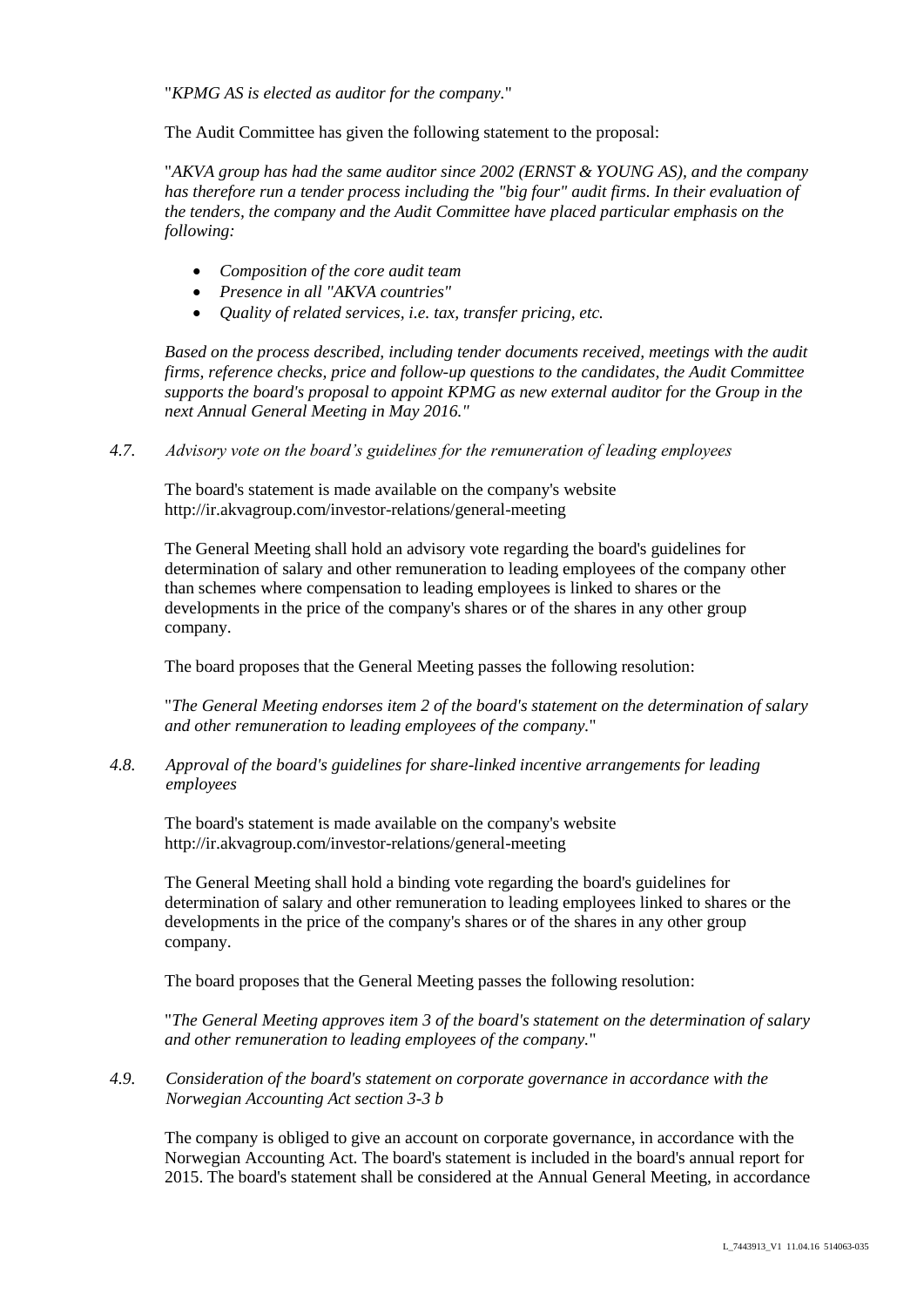"*KPMG AS is elected as auditor for the company.*"

The Audit Committee has given the following statement to the proposal:

"*AKVA group has had the same auditor since 2002 (ERNST & YOUNG AS), and the company has therefore run a tender process including the "big four" audit firms. In their evaluation of the tenders, the company and the Audit Committee have placed particular emphasis on the following:*

- *Composition of the core audit team*
- *Presence in all "AKVA countries"*
- *Quality of related services, i.e. tax, transfer pricing, etc.*

*Based on the process described, including tender documents received, meetings with the audit firms, reference checks, price and follow-up questions to the candidates, the Audit Committee supports the board's proposal to appoint KPMG as new external auditor for the Group in the next Annual General Meeting in May 2016."*

*4.7. Advisory vote on the board's guidelines for the remuneration of leading employees*

The board's statement is made available on the company's website http://ir.akvagroup.com/investor-relations/general-meeting

The General Meeting shall hold an advisory vote regarding the board's guidelines for determination of salary and other remuneration to leading employees of the company other than schemes where compensation to leading employees is linked to shares or the developments in the price of the company's shares or of the shares in any other group company.

The board proposes that the General Meeting passes the following resolution:

"*The General Meeting endorses item 2 of the board's statement on the determination of salary and other remuneration to leading employees of the company.*"

*4.8. Approval of the board's guidelines for share-linked incentive arrangements for leading employees*

The board's statement is made available on the company's website http://ir.akvagroup.com/investor-relations/general-meeting

The General Meeting shall hold a binding vote regarding the board's guidelines for determination of salary and other remuneration to leading employees linked to shares or the developments in the price of the company's shares or of the shares in any other group company.

The board proposes that the General Meeting passes the following resolution:

"*The General Meeting approves item 3 of the board's statement on the determination of salary and other remuneration to leading employees of the company.*"

*4.9. Consideration of the board's statement on corporate governance in accordance with the Norwegian Accounting Act section 3-3 b*

The company is obliged to give an account on corporate governance, in accordance with the Norwegian Accounting Act. The board's statement is included in the board's annual report for 2015. The board's statement shall be considered at the Annual General Meeting, in accordance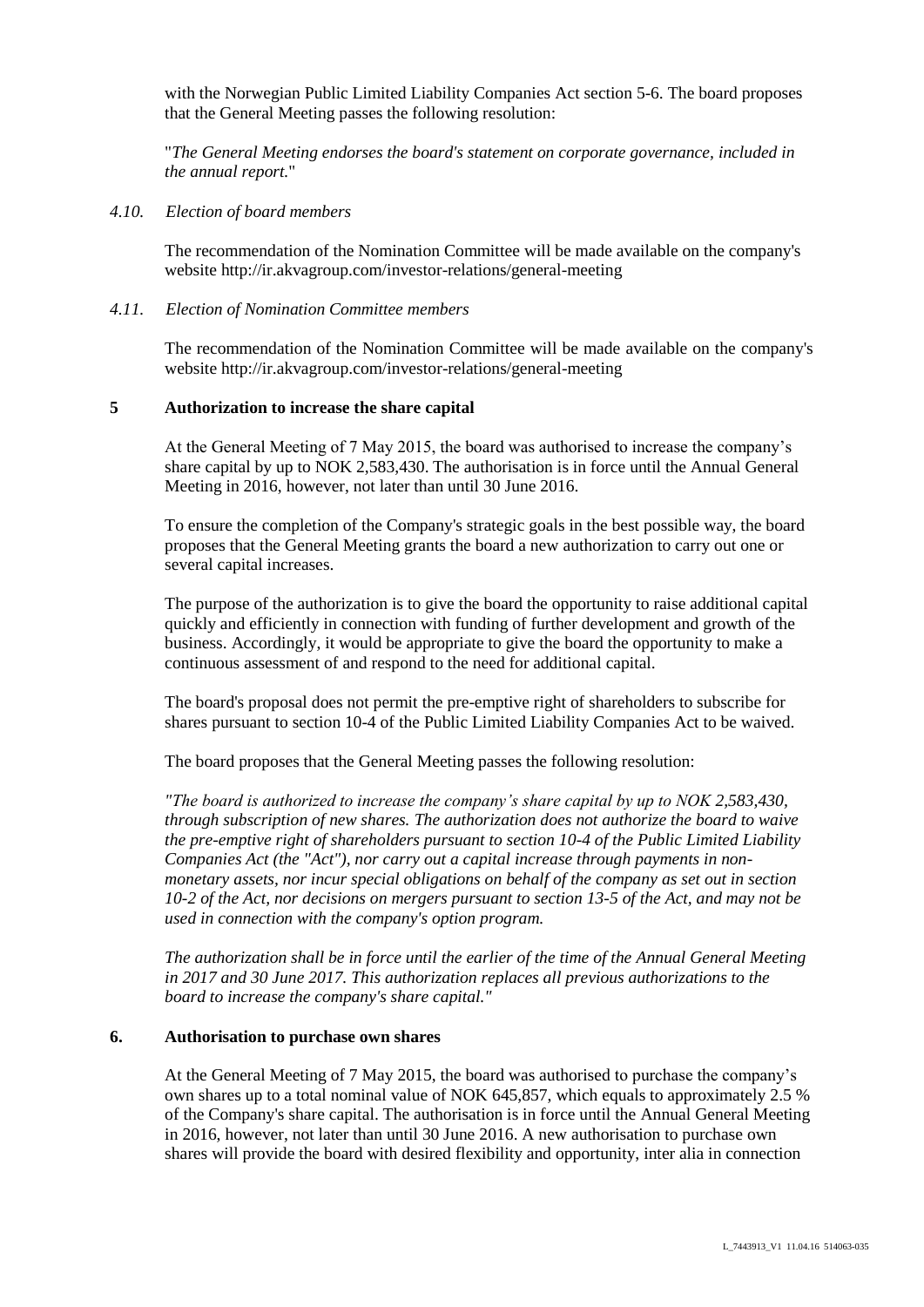with the Norwegian Public Limited Liability Companies Act section 5-6. The board proposes that the General Meeting passes the following resolution:

"*The General Meeting endorses the board's statement on corporate governance, included in the annual report.*"

*4.10. Election of board members*

The recommendation of the Nomination Committee will be made available on the company's website http://ir.akvagroup.com/investor-relations/general-meeting

*4.11. Election of Nomination Committee members*

The recommendation of the Nomination Committee will be made available on the company's website http://ir.akvagroup.com/investor-relations/general-meeting

## 5 Authorization to increase the share capital

At the General Meeting of 7 May 2015, the board was authorised to increase the company's share capital by up to NOK 2,583,430. The authorisation is in force until the Annual General Meeting in 2016, however, not later than until 30 June 2016.

To ensure the completion of the Company's strategic goals in the best possible way, the board proposes that the General Meeting grants the board a new authorization to carry out one or several capital increases.

The purpose of the authorization is to give the board the opportunity to raise additional capital quickly and efficiently in connection with funding of further development and growth of the business. Accordingly, it would be appropriate to give the board the opportunity to make a continuous assessment of and respond to the need for additional capital.

The board's proposal does not permit the pre-emptive right of shareholders to subscribe for shares pursuant to section 10-4 of the Public Limited Liability Companies Act to be waived.

The board proposes that the General Meeting passes the following resolution:

*"The board is authorized to increase the company's share capital by up to NOK 2,583,430, through subscription of new shares. The authorization does not authorize the board to waive the pre-emptive right of shareholders pursuant to section 10-4 of the Public Limited Liability Companies Act (the "Act"), nor carry out a capital increase through payments in non-monetary assets, nor incur special obligations on behalf of the company as set out in section 10-2 of the Act, nor decisions on mergers pursuant to section 13-5 of the Act, and may not be used in connection with the company's option program.*

*The authorization shall be in force until the earlier of the time of the Annual General Meeting in 2017 and 30 June 2017. This authorization replaces all previous authorizations to the board to increase the company's share capital."*

## 6. Authorisation to purchase own shares

At the General Meeting of 7 May 2015, the board was authorised to purchase the company's own shares up to a total nominal value of NOK 645,857, which equals to approximately 2.5 % of the Company's share capital. The authorisation is in force until the Annual General Meeting in 2016, however, not later than until 30 June 2016. A new authorisation to purchase own shares will provide the board with desired flexibility and opportunity, inter alia in connection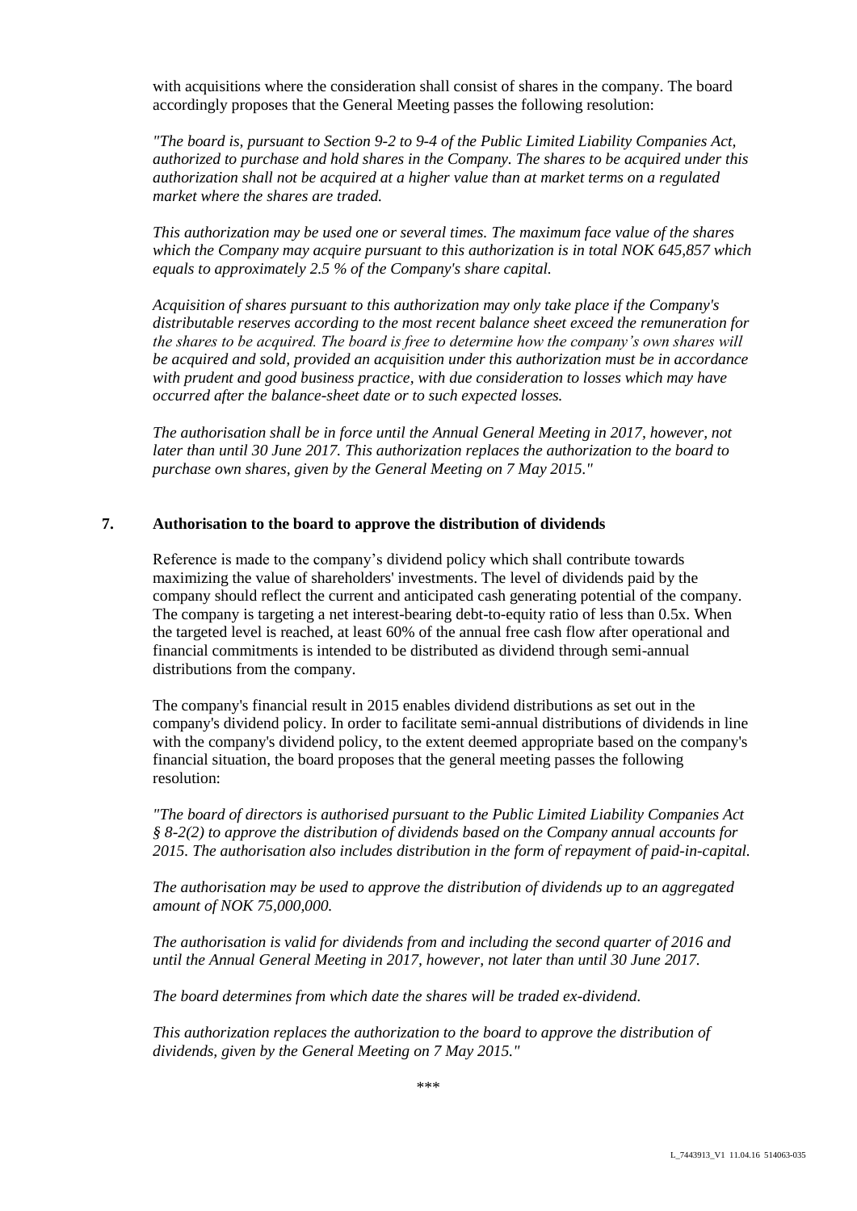with acquisitions where the consideration shall consist of shares in the company. The board accordingly proposes that the General Meeting passes the following resolution:

*"The board is, pursuant to Section 9-2 to 9-4 of the Public Limited Liability Companies Act, authorized to purchase and hold shares in the Company. The shares to be acquired under this authorization shall not be acquired at a higher value than at market terms on a regulated market where the shares are traded.*

*This authorization may be used one or several times. The maximum face value of the shares which the Company may acquire pursuant to this authorization is in total NOK 645,857 which equals to approximately 2.5 % of the Company's share capital.*

*Acquisition of shares pursuant to this authorization may only take place if the Company's distributable reserves according to the most recent balance sheet exceed the remuneration for the shares to be acquired. The board is free to determine how the company's own shares will be acquired and sold, provided an acquisition under this authorization must be in accordance with prudent and good business practice, with due consideration to losses which may have occurred after the balance-sheet date or to such expected losses.*

*The authorisation shall be in force until the Annual General Meeting in 2017, however, not later than until 30 June 2017. This authorization replaces the authorization to the board to purchase own shares, given by the General Meeting on 7 May 2015."*

## 7. Authorisation to the board to approve the distribution of dividends

Reference is made to the company's dividend policy which shall contribute towards maximizing the value of shareholders' investments. The level of dividends paid by the company should reflect the current and anticipated cash generating potential of the company. The company is targeting a net interest-bearing debt-to-equity ratio of less than 0.5x. When the targeted level is reached, at least 60% of the annual free cash flow after operational and financial commitments is intended to be distributed as dividend through semi-annual distributions from the company.

The company's financial result in 2015 enables dividend distributions as set out in the company's dividend policy. In order to facilitate semi-annual distributions of dividends in line with the company's dividend policy, to the extent deemed appropriate based on the company's financial situation, the board proposes that the general meeting passes the following resolution:

*"The board of directors is authorised pursuant to the Public Limited Liability Companies Act § 8-2(2) to approve the distribution of dividends based on the Company annual accounts for 2015. The authorisation also includes distribution in the form of repayment of paid-in-capital.*

*The authorisation may be used to approve the distribution of dividends up to an aggregated amount of NOK 75,000,000.*

*The authorisation is valid for dividends from and including the second quarter of 2016 and until the Annual General Meeting in 2017, however, not later than until 30 June 2017.*

*The board determines from which date the shares will be traded ex-dividend.*

*This authorization replaces the authorization to the board to approve the distribution of dividends, given by the General Meeting on 7 May 2015."*

***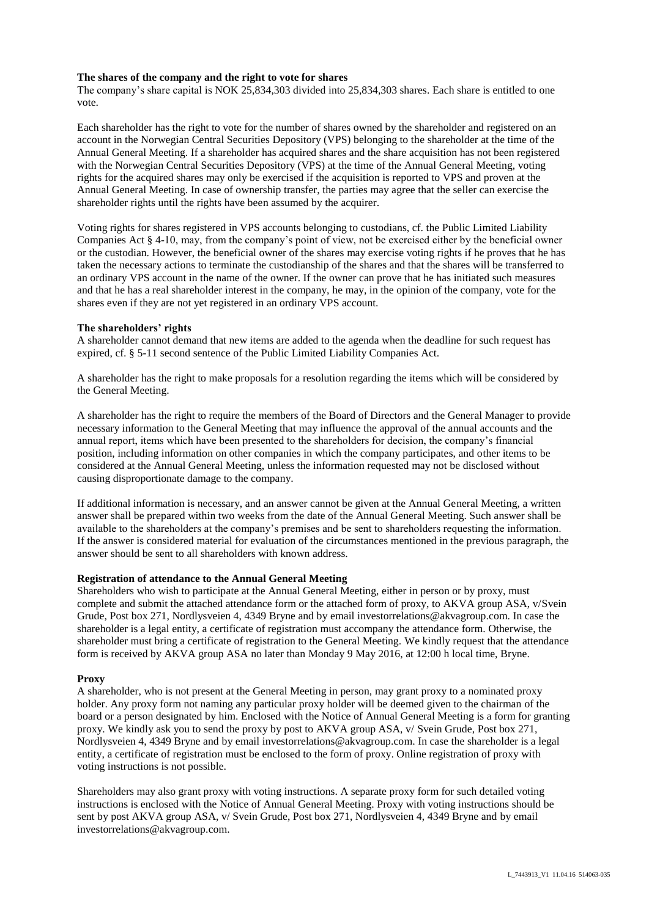**The shares of the company and the right to vote for shares**

The company's share capital is NOK 25,834,303 divided into 25,834,303 shares. Each share is entitled to one vote.

Each shareholder has the right to vote for the number of shares owned by the shareholder and registered on an account in the Norwegian Central Securities Depository (VPS) belonging to the shareholder at the time of the Annual General Meeting. If a shareholder has acquired shares and the share acquisition has not been registered with the Norwegian Central Securities Depository (VPS) at the time of the Annual General Meeting, voting rights for the acquired shares may only be exercised if the acquisition is reported to VPS and proven at the Annual General Meeting. In case of ownership transfer, the parties may agree that the seller can exercise the shareholder rights until the rights have been assumed by the acquirer.

Voting rights for shares registered in VPS accounts belonging to custodians, cf. the Public Limited Liability Companies Act § 4-10, may, from the company's point of view, not be exercised either by the beneficial owner or the custodian. However, the beneficial owner of the shares may exercise voting rights if he proves that he has taken the necessary actions to terminate the custodianship of the shares and that the shares will be transferred to an ordinary VPS account in the name of the owner. If the owner can prove that he has initiated such measures and that he has a real shareholder interest in the company, he may, in the opinion of the company, vote for the shares even if they are not yet registered in an ordinary VPS account.

**The shareholders' rights**

A shareholder cannot demand that new items are added to the agenda when the deadline for such request has expired, cf. § 5-11 second sentence of the Public Limited Liability Companies Act.

A shareholder has the right to make proposals for a resolution regarding the items which will be considered by the General Meeting.

A shareholder has the right to require the members of the Board of Directors and the General Manager to provide necessary information to the General Meeting that may influence the approval of the annual accounts and the annual report, items which have been presented to the shareholders for decision, the company's financial position, including information on other companies in which the company participates, and other items to be considered at the Annual General Meeting, unless the information requested may not be disclosed without causing disproportionate damage to the company.

If additional information is necessary, and an answer cannot be given at the Annual General Meeting, a written answer shall be prepared within two weeks from the date of the Annual General Meeting. Such answer shall be available to the shareholders at the company's premises and be sent to shareholders requesting the information. If the answer is considered material for evaluation of the circumstances mentioned in the previous paragraph, the answer should be sent to all shareholders with known address.

**Registration of attendance to the Annual General Meeting**

Shareholders who wish to participate at the Annual General Meeting, either in person or by proxy, must complete and submit the attached attendance form or the attached form of proxy, to AKVA group ASA, v/Svein Grude, Post box 271, Nordlysveien 4, 4349 Bryne and by email investorrelations@akvagroup.com. In case the shareholder is a legal entity, a certificate of registration must accompany the attendance form. Otherwise, the shareholder must bring a certificate of registration to the General Meeting. We kindly request that the attendance form is received by AKVA group ASA no later than Monday 9 May 2016, at 12:00 h local time, Bryne.

**Proxy**

A shareholder, who is not present at the General Meeting in person, may grant proxy to a nominated proxy holder. Any proxy form not naming any particular proxy holder will be deemed given to the chairman of the board or a person designated by him. Enclosed with the Notice of Annual General Meeting is a form for granting proxy. We kindly ask you to send the proxy by post to AKVA group ASA, v/ Svein Grude, Post box 271, Nordlysveien 4, 4349 Bryne and by email investorrelations@akvagroup.com. In case the shareholder is a legal entity, a certificate of registration must be enclosed to the form of proxy. Online registration of proxy with voting instructions is not possible.

Shareholders may also grant proxy with voting instructions. A separate proxy form for such detailed voting instructions is enclosed with the Notice of Annual General Meeting. Proxy with voting instructions should be sent by post AKVA group ASA, v/ Svein Grude, Post box 271, Nordlysveien 4, 4349 Bryne and by email investorrelations@akvagroup.com.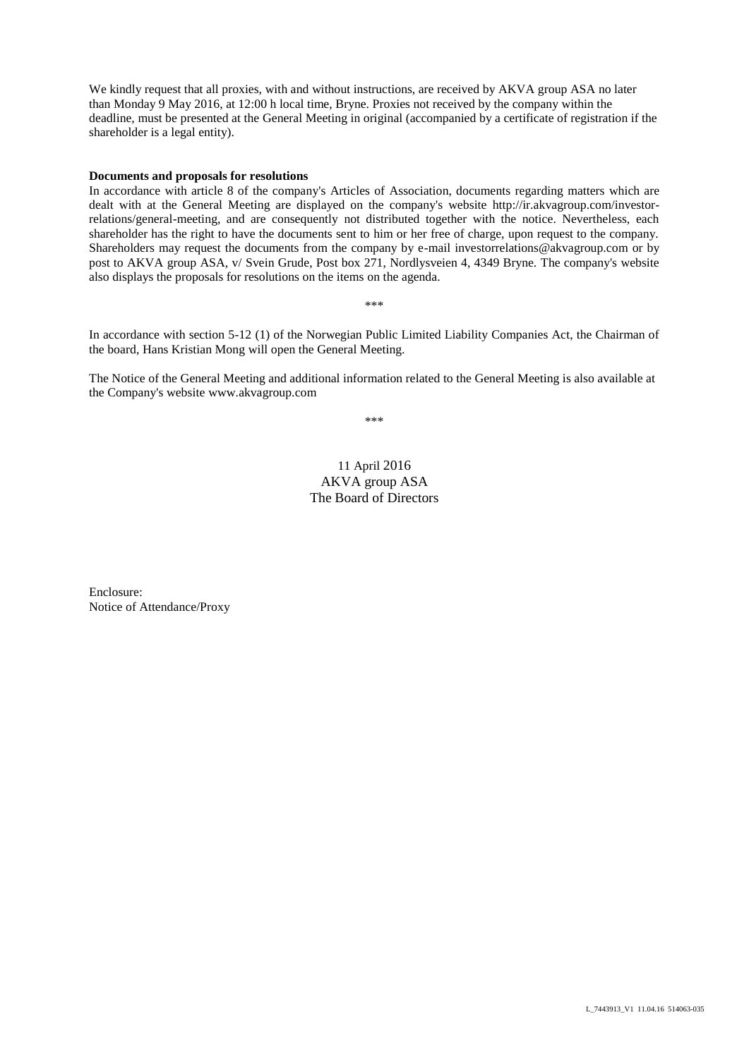We kindly request that all proxies, with and without instructions, are received by AKVA group ASA no later than Monday 9 May 2016, at 12:00 h local time, Bryne. Proxies not received by the company within the deadline, must be presented at the General Meeting in original (accompanied by a certificate of registration if the shareholder is a legal entity).

**Documents and proposals for resolutions**

In accordance with article 8 of the company's Articles of Association, documents regarding matters which are dealt with at the General Meeting are displayed on the company's website http://ir.akvagroup.com/investor-relations/general-meeting, and are consequently not distributed together with the notice. Nevertheless, each shareholder has the right to have the documents sent to him or her free of charge, upon request to the company. Shareholders may request the documents from the company by e-mail investorrelations@akvagroup.com or by post to AKVA group ASA, v/ Svein Grude, Post box 271, Nordlysveien 4, 4349 Bryne. The company's website also displays the proposals for resolutions on the items on the agenda.

\*\*\*

In accordance with section 5-12 (1) of the Norwegian Public Limited Liability Companies Act, the Chairman of the board, Hans Kristian Mong will open the General Meeting.

The Notice of the General Meeting and additional information related to the General Meeting is also available at the Company's website www.akvagroup.com

\*\*\*

11 April 2016
AKVA group ASA
The Board of Directors

Enclosure:
Notice of Attendance/Proxy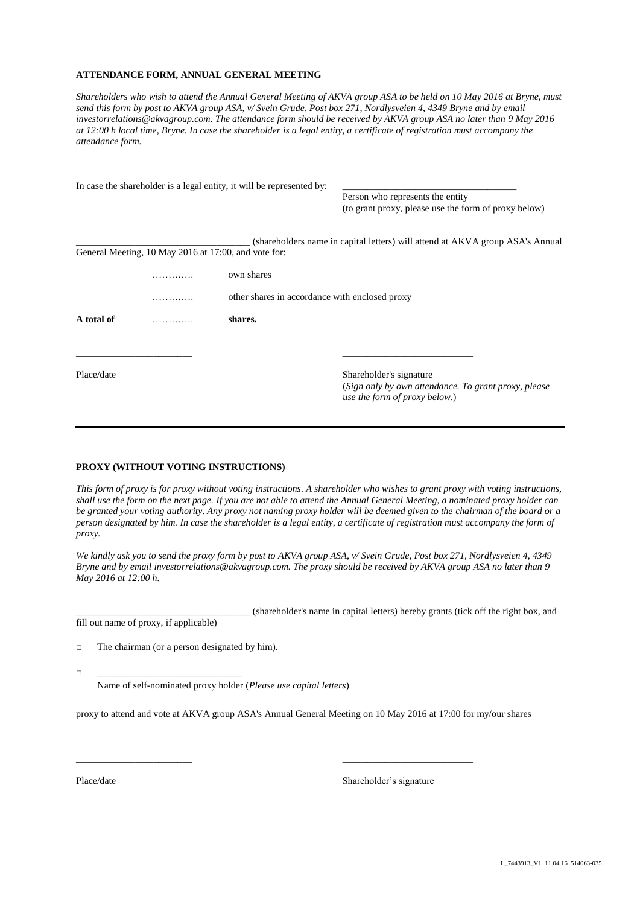**ATTENDANCE FORM, ANNUAL GENERAL MEETING**

*Shareholders who wish to attend the Annual General Meeting of AKVA group ASA to be held on 10 May 2016 at Bryne, must send this form by post to AKVA group ASA, v/ Svein Grude, Post box 271, Nordlysveien 4, 4349 Bryne and by email investorrelations@akvagroup.com. The attendance form should be received by AKVA group ASA no later than 9 May 2016 at 12:00 h local time, Bryne. In case the shareholder is a legal entity, a certificate of registration must accompany the attendance form.*

In case the shareholder is a legal entity, it will be represented by: ____________________________________

Person who represents the entity
(to grant proxy, please use the form of proxy below)

____________________________________ (shareholders name in capital letters) will attend at AKVA group ASA's Annual General Meeting, 10 May 2016 at 17:00, and vote for:

| | | |
|---|---|---|
| | …………. | own shares |
| | …………. | other shares in accordance with enclosed proxy |
| **A total of** | …………. | **shares.** |

________________________ ___________________________

Place/date

Shareholder's signature
(*Sign only by own attendance. To grant proxy, please use the form of proxy below*.)

---

**PROXY (WITHOUT VOTING INSTRUCTIONS)**

*This form of proxy is for proxy without voting instructions. A shareholder who wishes to grant proxy with voting instructions, shall use the form on the next page. If you are not able to attend the Annual General Meeting, a nominated proxy holder can be granted your voting authority. Any proxy not naming proxy holder will be deemed given to the chairman of the board or a person designated by him. In case the shareholder is a legal entity, a certificate of registration must accompany the form of proxy.*

*We kindly ask you to send the proxy form by post to AKVA group ASA, v/ Svein Grude, Post box 271, Nordlysveien 4, 4349 Bryne and by email investorrelations@akvagroup.com. The proxy should be received by AKVA group ASA no later than 9 May 2016 at 12:00 h.*

____________________________________ (shareholder's name in capital letters) hereby grants (tick off the right box, and fill out name of proxy, if applicable)

□ The chairman (or a person designated by him).

□ ______________________________
Name of self-nominated proxy holder (*Please use capital letters*)

proxy to attend and vote at AKVA group ASA's Annual General Meeting on 10 May 2016 at 17:00 for my/our shares

________________________ ___________________________

Place/date Shareholder's signature

L_7443913_V1 11.04.16 514063-035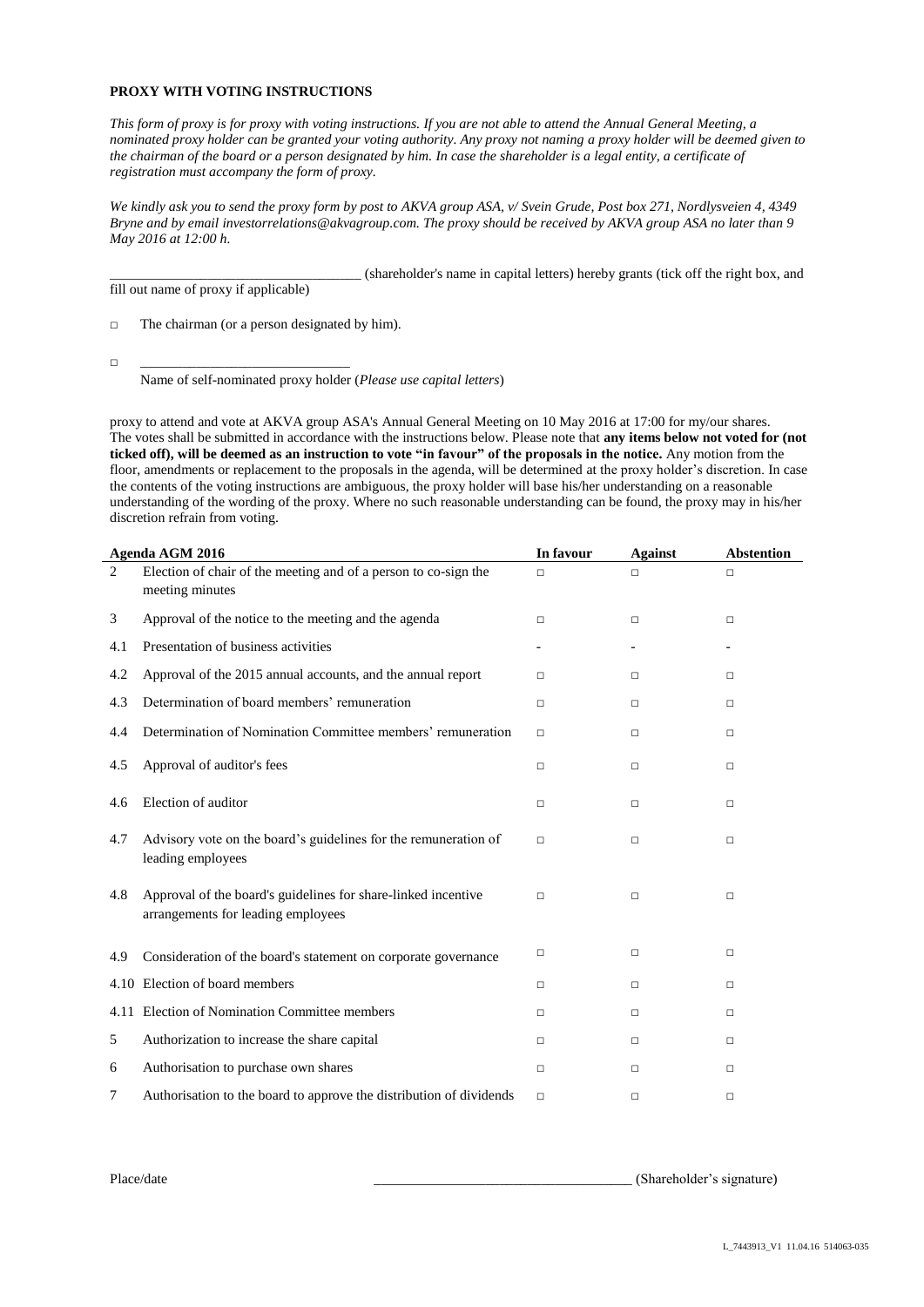**PROXY WITH VOTING INSTRUCTIONS**

*This form of proxy is for proxy with voting instructions. If you are not able to attend the Annual General Meeting, a nominated proxy holder can be granted your voting authority. Any proxy not naming a proxy holder will be deemed given to the chairman of the board or a person designated by him. In case the shareholder is a legal entity, a certificate of registration must accompany the form of proxy.*

*We kindly ask you to send the proxy form by post to AKVA group ASA, v/ Svein Grude, Post box 271, Nordlysveien 4, 4349 Bryne and by email investorrelations@akvagroup.com. The proxy should be received by AKVA group ASA no later than 9 May 2016 at 12:00 h.*

_________________________________ (shareholder's name in capital letters) hereby grants (tick off the right box, and fill out name of proxy if applicable)

□ The chairman (or a person designated by him).

□ ____________________________

Name of self-nominated proxy holder (*Please use capital letters*)

proxy to attend and vote at AKVA group ASA's Annual General Meeting on 10 May 2016 at 17:00 for my/our shares. The votes shall be submitted in accordance with the instructions below. Please note that **any items below not voted for (not ticked off), will be deemed as an instruction to vote "in favour" of the proposals in the notice.** Any motion from the floor, amendments or replacement to the proposals in the agenda, will be determined at the proxy holder's discretion. In case the contents of the voting instructions are ambiguous, the proxy holder will base his/her understanding on a reasonable understanding of the wording of the proxy. Where no such reasonable understanding can be found, the proxy may in his/her discretion refrain from voting.

| | Agenda AGM 2016 | In favour | Against | Abstention |
|---|---|---|---|---|
| 2 | Election of chair of the meeting and of a person to co-sign the meeting minutes | □ | □ | □ |
| 3 | Approval of the notice to the meeting and the agenda | □ | □ | □ |
| 4.1 | Presentation of business activities | - | - | - |
| 4.2 | Approval of the 2015 annual accounts, and the annual report | □ | □ | □ |
| 4.3 | Determination of board members' remuneration | □ | □ | □ |
| 4.4 | Determination of Nomination Committee members' remuneration | □ | □ | □ |
| 4.5 | Approval of auditor's fees | □ | □ | □ |
| 4.6 | Election of auditor | □ | □ | □ |
| 4.7 | Advisory vote on the board's guidelines for the remuneration of leading employees | □ | □ | □ |
| 4.8 | Approval of the board's guidelines for share-linked incentive arrangements for leading employees | □ | □ | □ |
| 4.9 | Consideration of the board's statement on corporate governance | □ | □ | □ |
| 4.10 | Election of board members | □ | □ | □ |
| 4.11 | Election of Nomination Committee members | □ | □ | □ |
| 5 | Authorization to increase the share capital | □ | □ | □ |
| 6 | Authorisation to purchase own shares | □ | □ | □ |
| 7 | Authorisation to the board to approve the distribution of dividends | □ | □ | □ |

Place/date ___________________________________ (Shareholder's signature)

L_7443913_V1 11.04.16 514063-035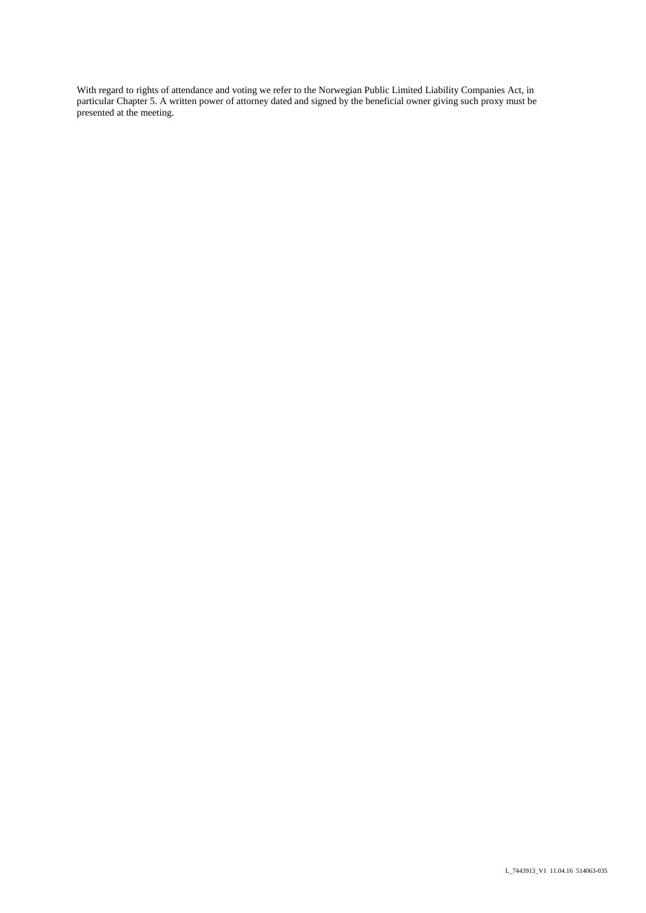With regard to rights of attendance and voting we refer to the Norwegian Public Limited Liability Companies Act, in particular Chapter 5. A written power of attorney dated and signed by the beneficial owner giving such proxy must be presented at the meeting.